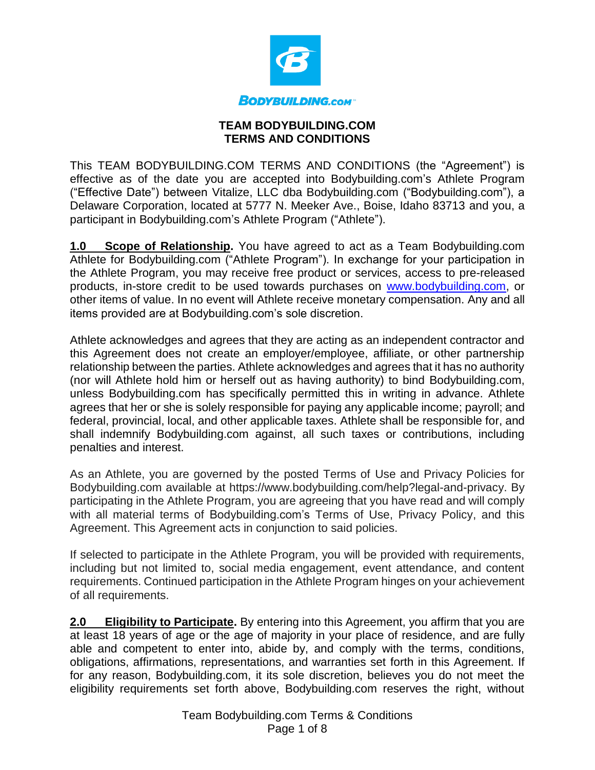# TEAM BODYBUILDING.COM
# TERMS AND CONDITIONS

This TEAM BODYBUILDING.COM TERMS AND CONDITIONS (the "Agreement") is effective as of the date you are accepted into Bodybuilding.com's Athlete Program ("Effective Date") between Vitalize, LLC dba Bodybuilding.com ("Bodybuilding.com"), a Delaware Corporation, located at 5777 N. Meeker Ave., Boise, Idaho 83713 and you, a participant in Bodybuilding.com's Athlete Program ("Athlete").

**1.0 Scope of Relationship.** You have agreed to act as a Team Bodybuilding.com Athlete for Bodybuilding.com ("Athlete Program"). In exchange for your participation in the Athlete Program, you may receive free product or services, access to pre-released products, in-store credit to be used towards purchases on www.bodybuilding.com, or other items of value. In no event will Athlete receive monetary compensation. Any and all items provided are at Bodybuilding.com's sole discretion.

Athlete acknowledges and agrees that they are acting as an independent contractor and this Agreement does not create an employer/employee, affiliate, or other partnership relationship between the parties. Athlete acknowledges and agrees that it has no authority (nor will Athlete hold him or herself out as having authority) to bind Bodybuilding.com, unless Bodybuilding.com has specifically permitted this in writing in advance. Athlete agrees that her or she is solely responsible for paying any applicable income; payroll; and federal, provincial, local, and other applicable taxes. Athlete shall be responsible for, and shall indemnify Bodybuilding.com against, all such taxes or contributions, including penalties and interest.

As an Athlete, you are governed by the posted Terms of Use and Privacy Policies for Bodybuilding.com available at https://www.bodybuilding.com/help?legal-and-privacy. By participating in the Athlete Program, you are agreeing that you have read and will comply with all material terms of Bodybuilding.com's Terms of Use, Privacy Policy, and this Agreement. This Agreement acts in conjunction to said policies.

If selected to participate in the Athlete Program, you will be provided with requirements, including but not limited to, social media engagement, event attendance, and content requirements. Continued participation in the Athlete Program hinges on your achievement of all requirements.

**2.0 Eligibility to Participate.** By entering into this Agreement, you affirm that you are at least 18 years of age or the age of majority in your place of residence, and are fully able and competent to enter into, abide by, and comply with the terms, conditions, obligations, affirmations, representations, and warranties set forth in this Agreement. If for any reason, Bodybuilding.com, it its sole discretion, believes you do not meet the eligibility requirements set forth above, Bodybuilding.com reserves the right, without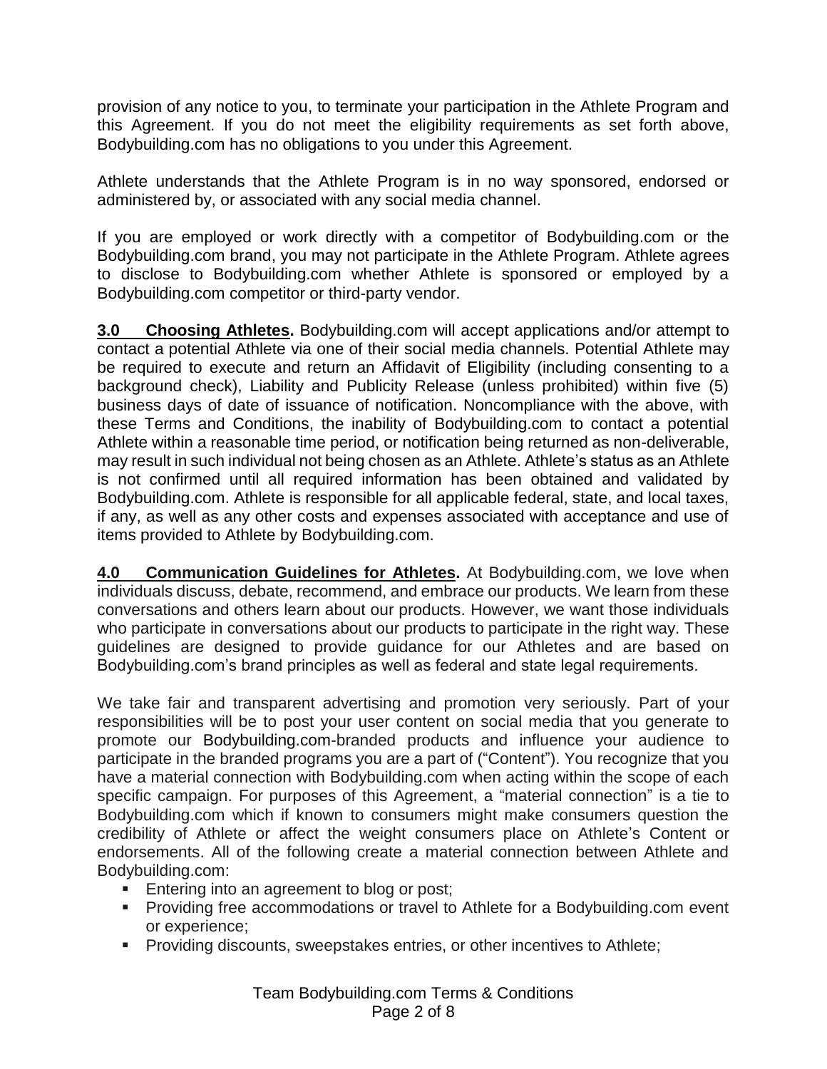provision of any notice to you, to terminate your participation in the Athlete Program and this Agreement. If you do not meet the eligibility requirements as set forth above, Bodybuilding.com has no obligations to you under this Agreement.

Athlete understands that the Athlete Program is in no way sponsored, endorsed or administered by, or associated with any social media channel.

If you are employed or work directly with a competitor of Bodybuilding.com or the Bodybuilding.com brand, you may not participate in the Athlete Program. Athlete agrees to disclose to Bodybuilding.com whether Athlete is sponsored or employed by a Bodybuilding.com competitor or third-party vendor.

**3.0 Choosing Athletes.** Bodybuilding.com will accept applications and/or attempt to contact a potential Athlete via one of their social media channels. Potential Athlete may be required to execute and return an Affidavit of Eligibility (including consenting to a background check), Liability and Publicity Release (unless prohibited) within five (5) business days of date of issuance of notification. Noncompliance with the above, with these Terms and Conditions, the inability of Bodybuilding.com to contact a potential Athlete within a reasonable time period, or notification being returned as non-deliverable, may result in such individual not being chosen as an Athlete. Athlete's status as an Athlete is not confirmed until all required information has been obtained and validated by Bodybuilding.com. Athlete is responsible for all applicable federal, state, and local taxes, if any, as well as any other costs and expenses associated with acceptance and use of items provided to Athlete by Bodybuilding.com.

**4.0 Communication Guidelines for Athletes.** At Bodybuilding.com, we love when individuals discuss, debate, recommend, and embrace our products. We learn from these conversations and others learn about our products. However, we want those individuals who participate in conversations about our products to participate in the right way. These guidelines are designed to provide guidance for our Athletes and are based on Bodybuilding.com's brand principles as well as federal and state legal requirements.

We take fair and transparent advertising and promotion very seriously. Part of your responsibilities will be to post your user content on social media that you generate to promote our Bodybuilding.com-branded products and influence your audience to participate in the branded programs you are a part of ("Content"). You recognize that you have a material connection with Bodybuilding.com when acting within the scope of each specific campaign. For purposes of this Agreement, a "material connection" is a tie to Bodybuilding.com which if known to consumers might make consumers question the credibility of Athlete or affect the weight consumers place on Athlete's Content or endorsements. All of the following create a material connection between Athlete and Bodybuilding.com:

- Entering into an agreement to blog or post;
- Providing free accommodations or travel to Athlete for a Bodybuilding.com event or experience;
- Providing discounts, sweepstakes entries, or other incentives to Athlete;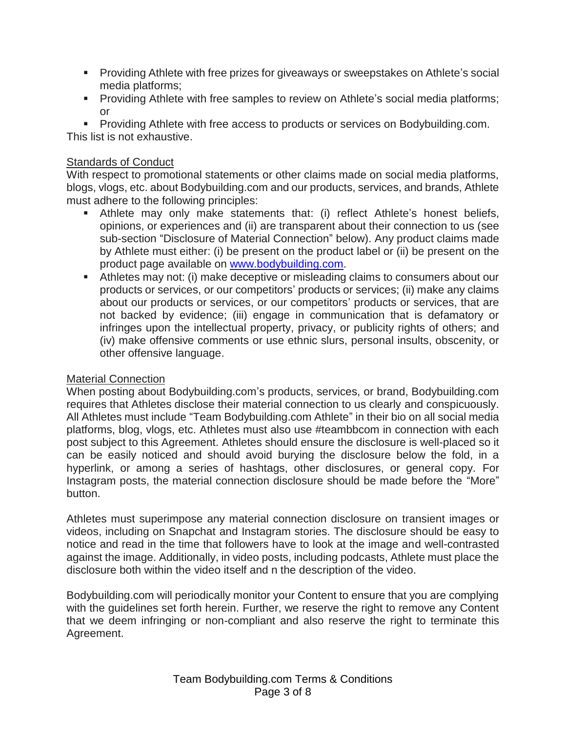- Providing Athlete with free prizes for giveaways or sweepstakes on Athlete's social media platforms;
- Providing Athlete with free samples to review on Athlete's social media platforms; or
- Providing Athlete with free access to products or services on Bodybuilding.com.

This list is not exhaustive.

<u>Standards of Conduct</u>

With respect to promotional statements or other claims made on social media platforms, blogs, vlogs, etc. about Bodybuilding.com and our products, services, and brands, Athlete must adhere to the following principles:

- Athlete may only make statements that: (i) reflect Athlete's honest beliefs, opinions, or experiences and (ii) are transparent about their connection to us (see sub-section "Disclosure of Material Connection" below). Any product claims made by Athlete must either: (i) be present on the product label or (ii) be present on the product page available on [www.bodybuilding.com](http://www.bodybuilding.com).
- Athletes may not: (i) make deceptive or misleading claims to consumers about our products or services, or our competitors' products or services; (ii) make any claims about our products or services, or our competitors' products or services, that are not backed by evidence; (iii) engage in communication that is defamatory or infringes upon the intellectual property, privacy, or publicity rights of others; and (iv) make offensive comments or use ethnic slurs, personal insults, obscenity, or other offensive language.

<u>Material Connection</u>

When posting about Bodybuilding.com's products, services, or brand, Bodybuilding.com requires that Athletes disclose their material connection to us clearly and conspicuously. All Athletes must include "Team Bodybuilding.com Athlete" in their bio on all social media platforms, blog, vlogs, etc. Athletes must also use #teambbcom in connection with each post subject to this Agreement. Athletes should ensure the disclosure is well-placed so it can be easily noticed and should avoid burying the disclosure below the fold, in a hyperlink, or among a series of hashtags, other disclosures, or general copy. For Instagram posts, the material connection disclosure should be made before the "More" button.

Athletes must superimpose any material connection disclosure on transient images or videos, including on Snapchat and Instagram stories. The disclosure should be easy to notice and read in the time that followers have to look at the image and well-contrasted against the image. Additionally, in video posts, including podcasts, Athlete must place the disclosure both within the video itself and n the description of the video.

Bodybuilding.com will periodically monitor your Content to ensure that you are complying with the guidelines set forth herein. Further, we reserve the right to remove any Content that we deem infringing or non-compliant and also reserve the right to terminate this Agreement.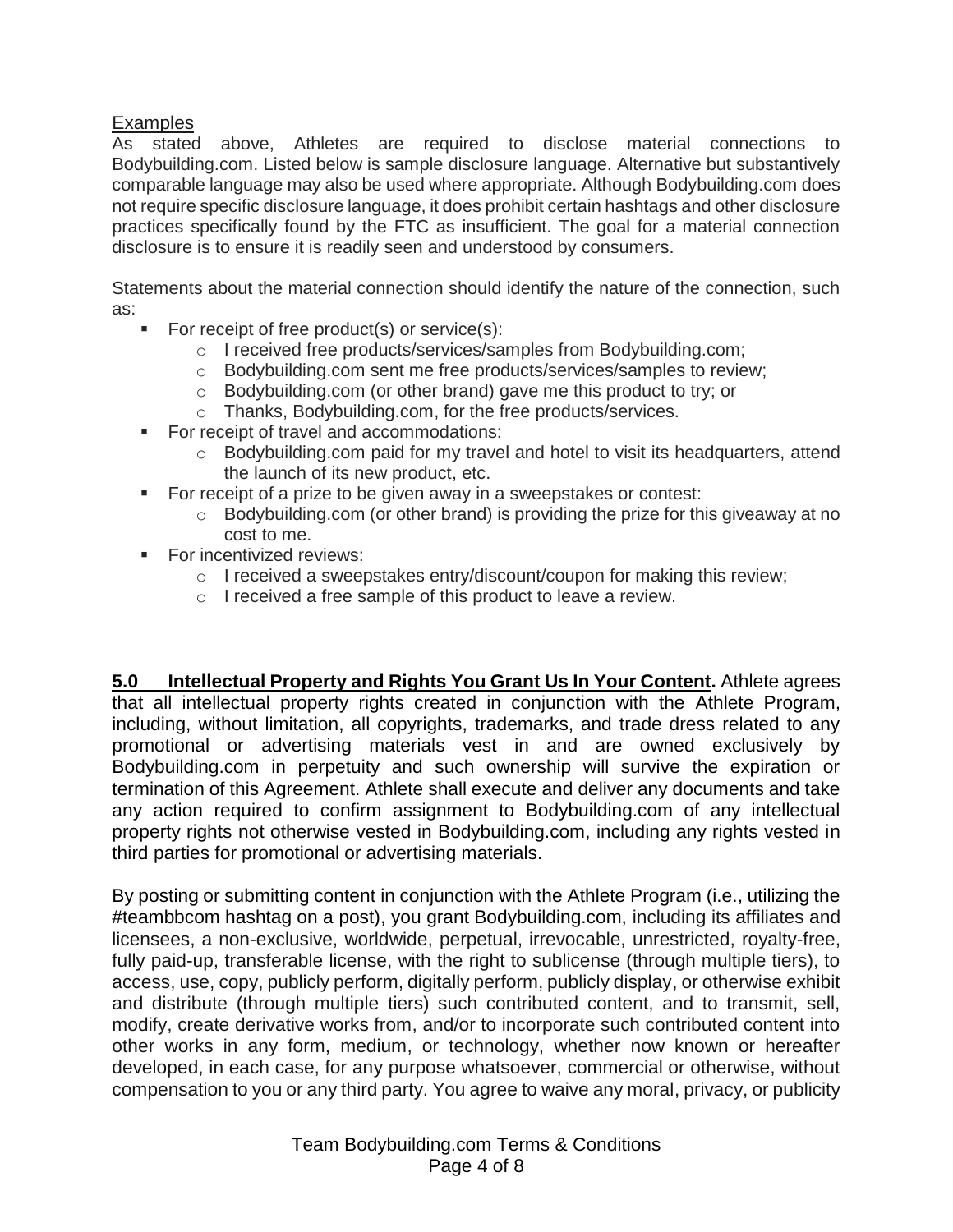Examples

As stated above, Athletes are required to disclose material connections to Bodybuilding.com. Listed below is sample disclosure language. Alternative but substantively comparable language may also be used where appropriate. Although Bodybuilding.com does not require specific disclosure language, it does prohibit certain hashtags and other disclosure practices specifically found by the FTC as insufficient. The goal for a material connection disclosure is to ensure it is readily seen and understood by consumers.

Statements about the material connection should identify the nature of the connection, such as:

- For receipt of free product(s) or service(s):
  - I received free products/services/samples from Bodybuilding.com;
  - Bodybuilding.com sent me free products/services/samples to review;
  - Bodybuilding.com (or other brand) gave me this product to try; or
  - Thanks, Bodybuilding.com, for the free products/services.
- For receipt of travel and accommodations:
  - Bodybuilding.com paid for my travel and hotel to visit its headquarters, attend the launch of its new product, etc.
- For receipt of a prize to be given away in a sweepstakes or contest:
  - Bodybuilding.com (or other brand) is providing the prize for this giveaway at no cost to me.
- For incentivized reviews:
  - I received a sweepstakes entry/discount/coupon for making this review;
  - I received a free sample of this product to leave a review.

**5.0 Intellectual Property and Rights You Grant Us In Your Content.** Athlete agrees that all intellectual property rights created in conjunction with the Athlete Program, including, without limitation, all copyrights, trademarks, and trade dress related to any promotional or advertising materials vest in and are owned exclusively by Bodybuilding.com in perpetuity and such ownership will survive the expiration or termination of this Agreement. Athlete shall execute and deliver any documents and take any action required to confirm assignment to Bodybuilding.com of any intellectual property rights not otherwise vested in Bodybuilding.com, including any rights vested in third parties for promotional or advertising materials.

By posting or submitting content in conjunction with the Athlete Program (i.e., utilizing the #teambbcom hashtag on a post), you grant Bodybuilding.com, including its affiliates and licensees, a non-exclusive, worldwide, perpetual, irrevocable, unrestricted, royalty-free, fully paid-up, transferable license, with the right to sublicense (through multiple tiers), to access, use, copy, publicly perform, digitally perform, publicly display, or otherwise exhibit and distribute (through multiple tiers) such contributed content, and to transmit, sell, modify, create derivative works from, and/or to incorporate such contributed content into other works in any form, medium, or technology, whether now known or hereafter developed, in each case, for any purpose whatsoever, commercial or otherwise, without compensation to you or any third party. You agree to waive any moral, privacy, or publicity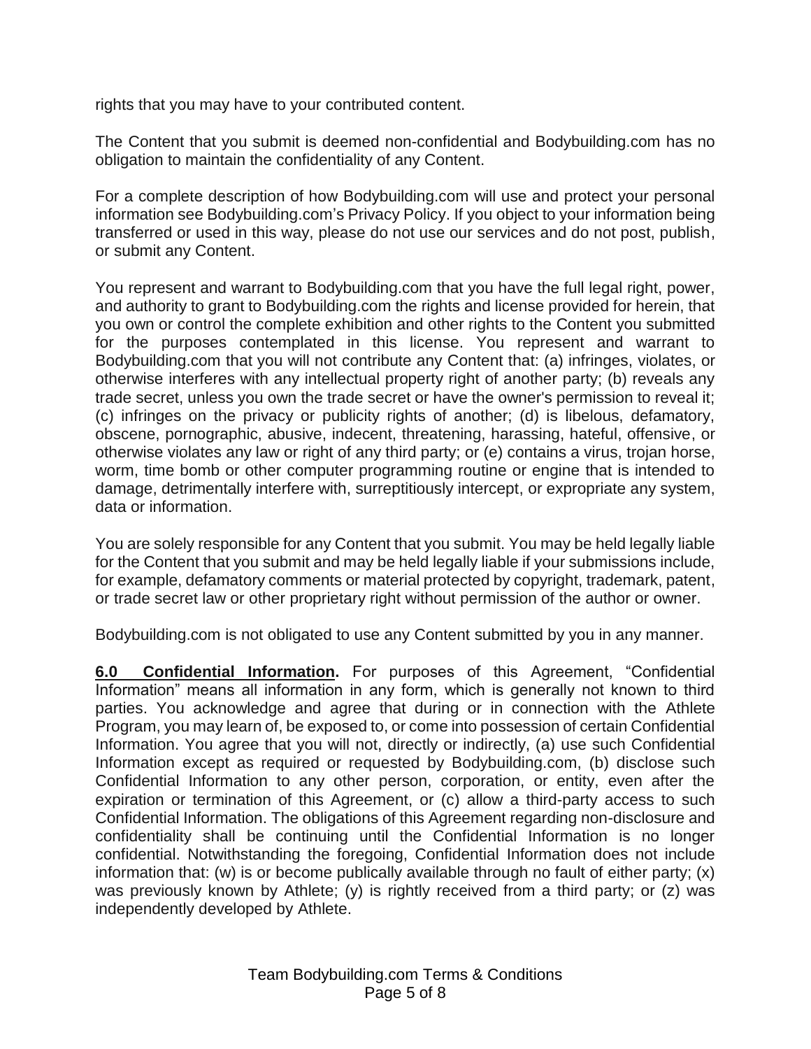rights that you may have to your contributed content.

The Content that you submit is deemed non-confidential and Bodybuilding.com has no obligation to maintain the confidentiality of any Content.

For a complete description of how Bodybuilding.com will use and protect your personal information see Bodybuilding.com's Privacy Policy. If you object to your information being transferred or used in this way, please do not use our services and do not post, publish, or submit any Content.

You represent and warrant to Bodybuilding.com that you have the full legal right, power, and authority to grant to Bodybuilding.com the rights and license provided for herein, that you own or control the complete exhibition and other rights to the Content you submitted for the purposes contemplated in this license. You represent and warrant to Bodybuilding.com that you will not contribute any Content that: (a) infringes, violates, or otherwise interferes with any intellectual property right of another party; (b) reveals any trade secret, unless you own the trade secret or have the owner's permission to reveal it; (c) infringes on the privacy or publicity rights of another; (d) is libelous, defamatory, obscene, pornographic, abusive, indecent, threatening, harassing, hateful, offensive, or otherwise violates any law or right of any third party; or (e) contains a virus, trojan horse, worm, time bomb or other computer programming routine or engine that is intended to damage, detrimentally interfere with, surreptitiously intercept, or expropriate any system, data or information.

You are solely responsible for any Content that you submit. You may be held legally liable for the Content that you submit and may be held legally liable if your submissions include, for example, defamatory comments or material protected by copyright, trademark, patent, or trade secret law or other proprietary right without permission of the author or owner.

Bodybuilding.com is not obligated to use any Content submitted by you in any manner.

**6.0 Confidential Information.** For purposes of this Agreement, "Confidential Information" means all information in any form, which is generally not known to third parties. You acknowledge and agree that during or in connection with the Athlete Program, you may learn of, be exposed to, or come into possession of certain Confidential Information. You agree that you will not, directly or indirectly, (a) use such Confidential Information except as required or requested by Bodybuilding.com, (b) disclose such Confidential Information to any other person, corporation, or entity, even after the expiration or termination of this Agreement, or (c) allow a third-party access to such Confidential Information. The obligations of this Agreement regarding non-disclosure and confidentiality shall be continuing until the Confidential Information is no longer confidential. Notwithstanding the foregoing, Confidential Information does not include information that: (w) is or become publically available through no fault of either party; (x) was previously known by Athlete; (y) is rightly received from a third party; or (z) was independently developed by Athlete.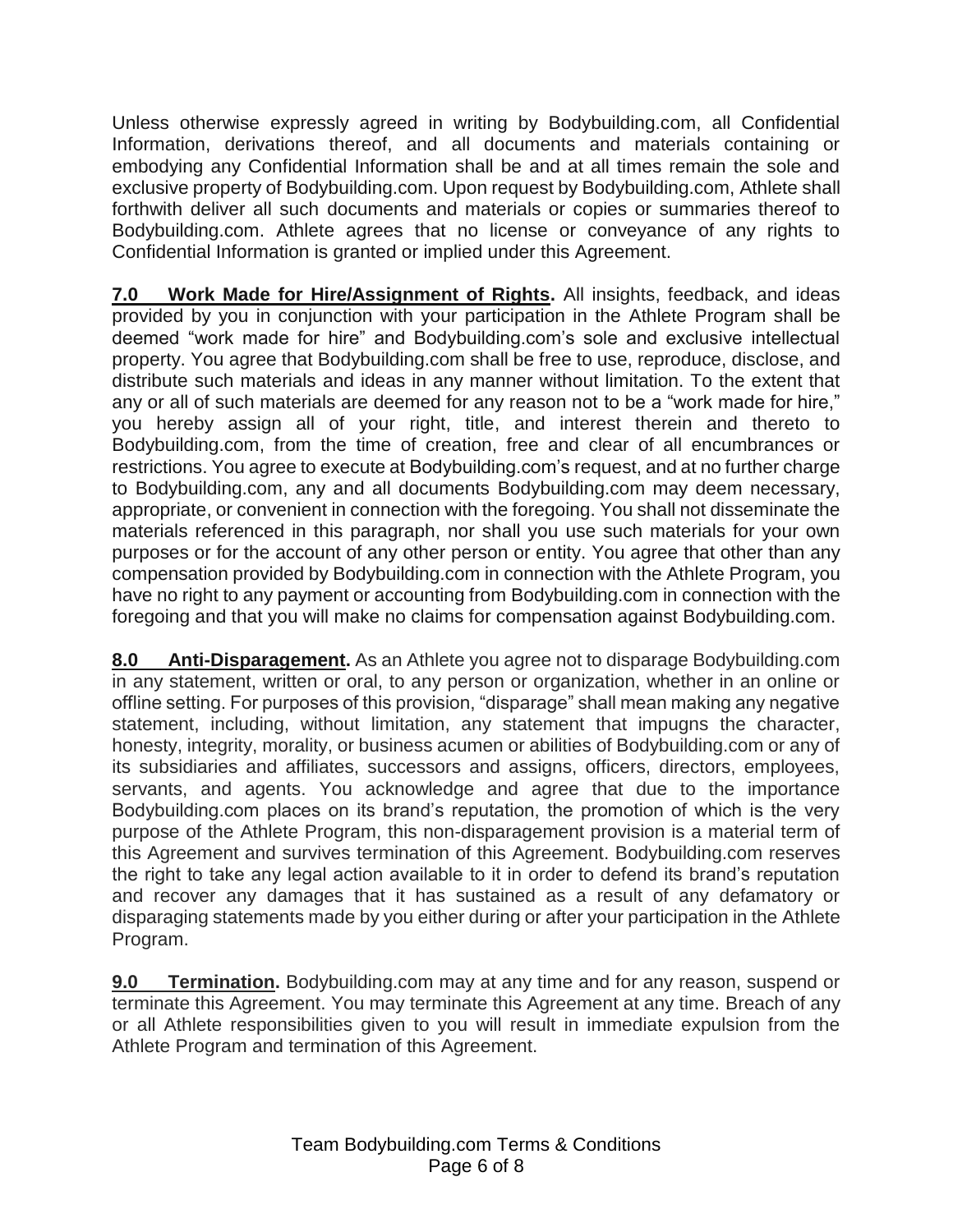Unless otherwise expressly agreed in writing by Bodybuilding.com, all Confidential Information, derivations thereof, and all documents and materials containing or embodying any Confidential Information shall be and at all times remain the sole and exclusive property of Bodybuilding.com. Upon request by Bodybuilding.com, Athlete shall forthwith deliver all such documents and materials or copies or summaries thereof to Bodybuilding.com. Athlete agrees that no license or conveyance of any rights to Confidential Information is granted or implied under this Agreement.

**7.0 Work Made for Hire/Assignment of Rights.** All insights, feedback, and ideas provided by you in conjunction with your participation in the Athlete Program shall be deemed "work made for hire" and Bodybuilding.com's sole and exclusive intellectual property. You agree that Bodybuilding.com shall be free to use, reproduce, disclose, and distribute such materials and ideas in any manner without limitation. To the extent that any or all of such materials are deemed for any reason not to be a "work made for hire," you hereby assign all of your right, title, and interest therein and thereto to Bodybuilding.com, from the time of creation, free and clear of all encumbrances or restrictions. You agree to execute at Bodybuilding.com's request, and at no further charge to Bodybuilding.com, any and all documents Bodybuilding.com may deem necessary, appropriate, or convenient in connection with the foregoing. You shall not disseminate the materials referenced in this paragraph, nor shall you use such materials for your own purposes or for the account of any other person or entity. You agree that other than any compensation provided by Bodybuilding.com in connection with the Athlete Program, you have no right to any payment or accounting from Bodybuilding.com in connection with the foregoing and that you will make no claims for compensation against Bodybuilding.com.

**8.0 Anti-Disparagement.** As an Athlete you agree not to disparage Bodybuilding.com in any statement, written or oral, to any person or organization, whether in an online or offline setting. For purposes of this provision, "disparage" shall mean making any negative statement, including, without limitation, any statement that impugns the character, honesty, integrity, morality, or business acumen or abilities of Bodybuilding.com or any of its subsidiaries and affiliates, successors and assigns, officers, directors, employees, servants, and agents. You acknowledge and agree that due to the importance Bodybuilding.com places on its brand's reputation, the promotion of which is the very purpose of the Athlete Program, this non-disparagement provision is a material term of this Agreement and survives termination of this Agreement. Bodybuilding.com reserves the right to take any legal action available to it in order to defend its brand's reputation and recover any damages that it has sustained as a result of any defamatory or disparaging statements made by you either during or after your participation in the Athlete Program.

**9.0 Termination.** Bodybuilding.com may at any time and for any reason, suspend or terminate this Agreement. You may terminate this Agreement at any time. Breach of any or all Athlete responsibilities given to you will result in immediate expulsion from the Athlete Program and termination of this Agreement.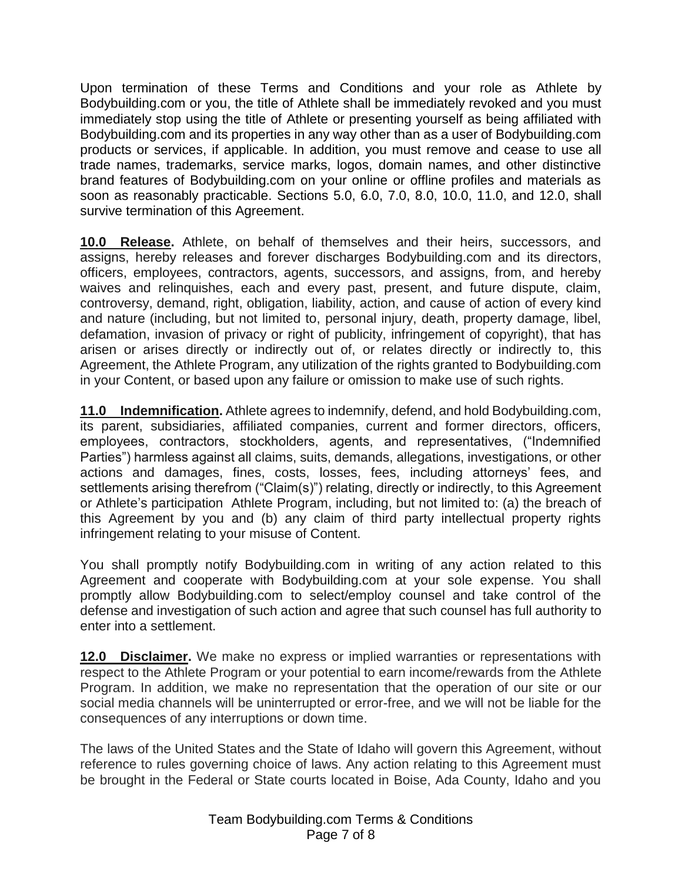Upon termination of these Terms and Conditions and your role as Athlete by Bodybuilding.com or you, the title of Athlete shall be immediately revoked and you must immediately stop using the title of Athlete or presenting yourself as being affiliated with Bodybuilding.com and its properties in any way other than as a user of Bodybuilding.com products or services, if applicable. In addition, you must remove and cease to use all trade names, trademarks, service marks, logos, domain names, and other distinctive brand features of Bodybuilding.com on your online or offline profiles and materials as soon as reasonably practicable. Sections 5.0, 6.0, 7.0, 8.0, 10.0, 11.0, and 12.0, shall survive termination of this Agreement.

**10.0 Release.** Athlete, on behalf of themselves and their heirs, successors, and assigns, hereby releases and forever discharges Bodybuilding.com and its directors, officers, employees, contractors, agents, successors, and assigns, from, and hereby waives and relinquishes, each and every past, present, and future dispute, claim, controversy, demand, right, obligation, liability, action, and cause of action of every kind and nature (including, but not limited to, personal injury, death, property damage, libel, defamation, invasion of privacy or right of publicity, infringement of copyright), that has arisen or arises directly or indirectly out of, or relates directly or indirectly to, this Agreement, the Athlete Program, any utilization of the rights granted to Bodybuilding.com in your Content, or based upon any failure or omission to make use of such rights.

**11.0 Indemnification.** Athlete agrees to indemnify, defend, and hold Bodybuilding.com, its parent, subsidiaries, affiliated companies, current and former directors, officers, employees, contractors, stockholders, agents, and representatives, ("Indemnified Parties") harmless against all claims, suits, demands, allegations, investigations, or other actions and damages, fines, costs, losses, fees, including attorneys' fees, and settlements arising therefrom ("Claim(s)") relating, directly or indirectly, to this Agreement or Athlete's participation Athlete Program, including, but not limited to: (a) the breach of this Agreement by you and (b) any claim of third party intellectual property rights infringement relating to your misuse of Content.

You shall promptly notify Bodybuilding.com in writing of any action related to this Agreement and cooperate with Bodybuilding.com at your sole expense. You shall promptly allow Bodybuilding.com to select/employ counsel and take control of the defense and investigation of such action and agree that such counsel has full authority to enter into a settlement.

**12.0 Disclaimer.** We make no express or implied warranties or representations with respect to the Athlete Program or your potential to earn income/rewards from the Athlete Program. In addition, we make no representation that the operation of our site or our social media channels will be uninterrupted or error-free, and we will not be liable for the consequences of any interruptions or down time.

The laws of the United States and the State of Idaho will govern this Agreement, without reference to rules governing choice of laws. Any action relating to this Agreement must be brought in the Federal or State courts located in Boise, Ada County, Idaho and you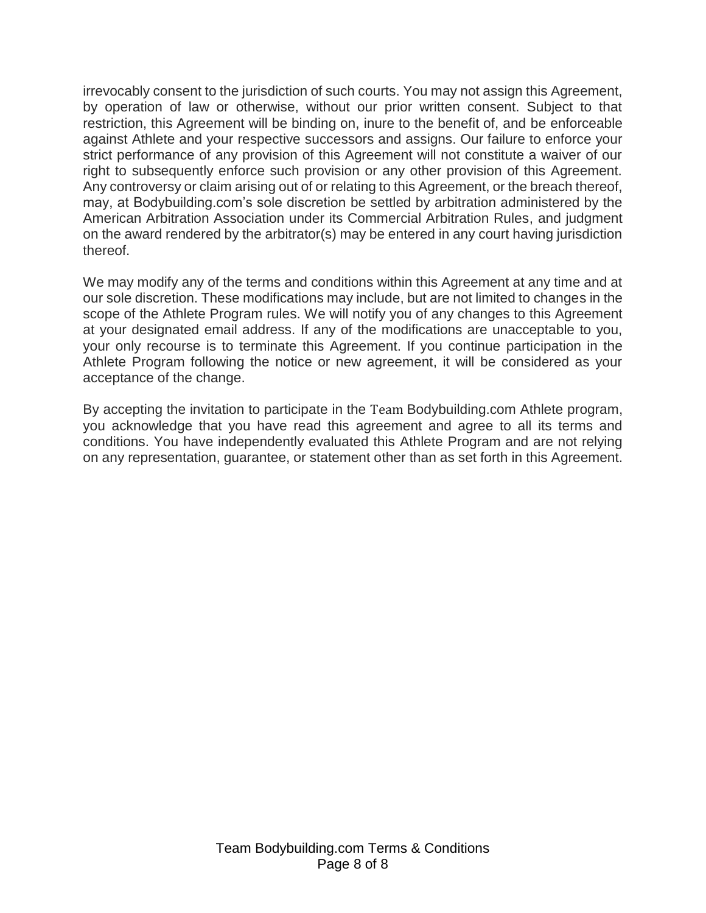irrevocably consent to the jurisdiction of such courts. You may not assign this Agreement, by operation of law or otherwise, without our prior written consent. Subject to that restriction, this Agreement will be binding on, inure to the benefit of, and be enforceable against Athlete and your respective successors and assigns. Our failure to enforce your strict performance of any provision of this Agreement will not constitute a waiver of our right to subsequently enforce such provision or any other provision of this Agreement. Any controversy or claim arising out of or relating to this Agreement, or the breach thereof, may, at Bodybuilding.com's sole discretion be settled by arbitration administered by the American Arbitration Association under its Commercial Arbitration Rules, and judgment on the award rendered by the arbitrator(s) may be entered in any court having jurisdiction thereof.

We may modify any of the terms and conditions within this Agreement at any time and at our sole discretion. These modifications may include, but are not limited to changes in the scope of the Athlete Program rules. We will notify you of any changes to this Agreement at your designated email address. If any of the modifications are unacceptable to you, your only recourse is to terminate this Agreement. If you continue participation in the Athlete Program following the notice or new agreement, it will be considered as your acceptance of the change.

By accepting the invitation to participate in the Team Bodybuilding.com Athlete program, you acknowledge that you have read this agreement and agree to all its terms and conditions. You have independently evaluated this Athlete Program and are not relying on any representation, guarantee, or statement other than as set forth in this Agreement.